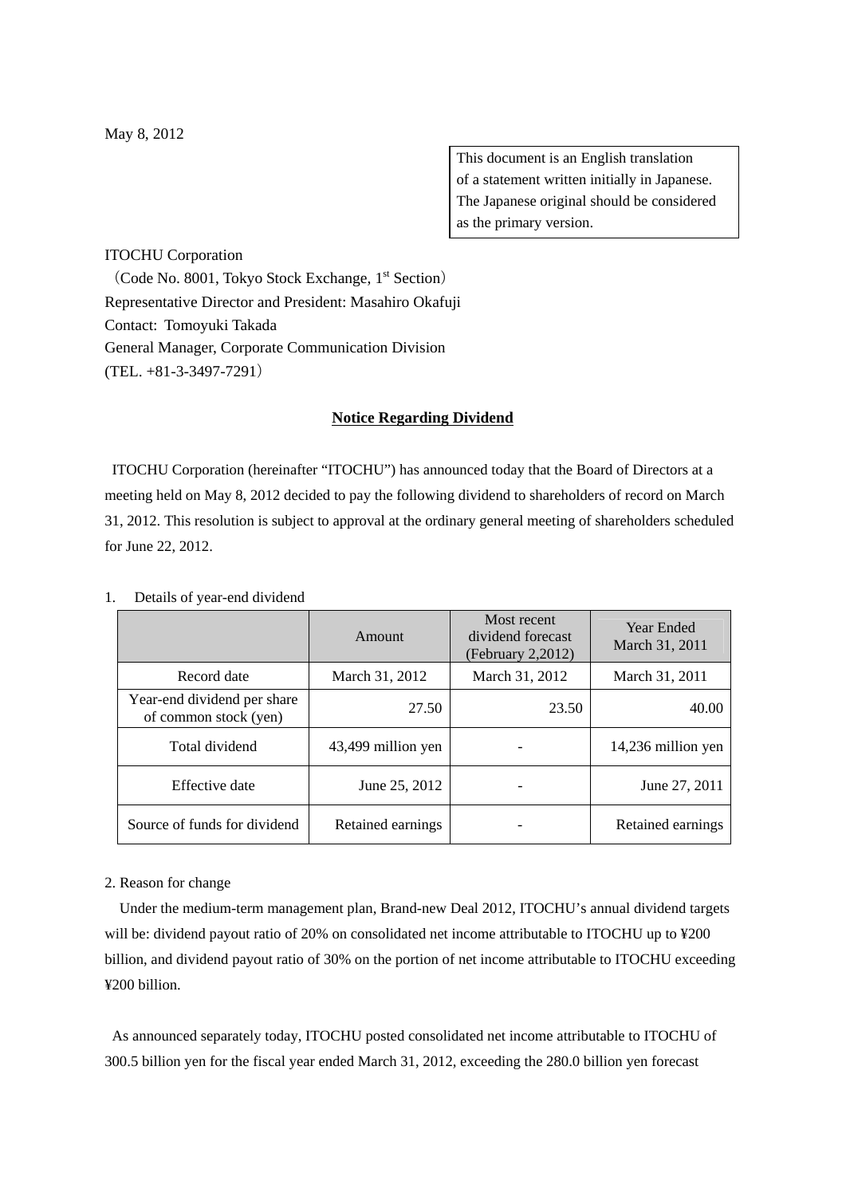May 8, 2012

This document is an English translation of a statement written initially in Japanese. The Japanese original should be considered as the primary version.

ITOCHU Corporation
（Code No. 8001, Tokyo Stock Exchange, 1st Section）
Representative Director and President: Masahiro Okafuji
Contact: Tomoyuki Takada
General Manager, Corporate Communication Division
(TEL. +81-3-3497-7291）

## Notice Regarding Dividend

ITOCHU Corporation (hereinafter "ITOCHU") has announced today that the Board of Directors at a meeting held on May 8, 2012 decided to pay the following dividend to shareholders of record on March 31, 2012. This resolution is subject to approval at the ordinary general meeting of shareholders scheduled for June 22, 2012.

1. Details of year-end dividend

| | Amount | Most recent dividend forecast (February 2,2012) | Year Ended March 31, 2011 |
|---|---|---|---|
| Record date | March 31, 2012 | March 31, 2012 | March 31, 2011 |
| Year-end dividend per share of common stock (yen) | 27.50 | 23.50 | 40.00 |
| Total dividend | 43,499 million yen | - | 14,236 million yen |
| Effective date | June 25, 2012 | - | June 27, 2011 |
| Source of funds for dividend | Retained earnings | - | Retained earnings |

2. Reason for change

Under the medium-term management plan, Brand-new Deal 2012, ITOCHU's annual dividend targets will be: dividend payout ratio of 20% on consolidated net income attributable to ITOCHU up to ¥200 billion, and dividend payout ratio of 30% on the portion of net income attributable to ITOCHU exceeding ¥200 billion.

As announced separately today, ITOCHU posted consolidated net income attributable to ITOCHU of 300.5 billion yen for the fiscal year ended March 31, 2012, exceeding the 280.0 billion yen forecast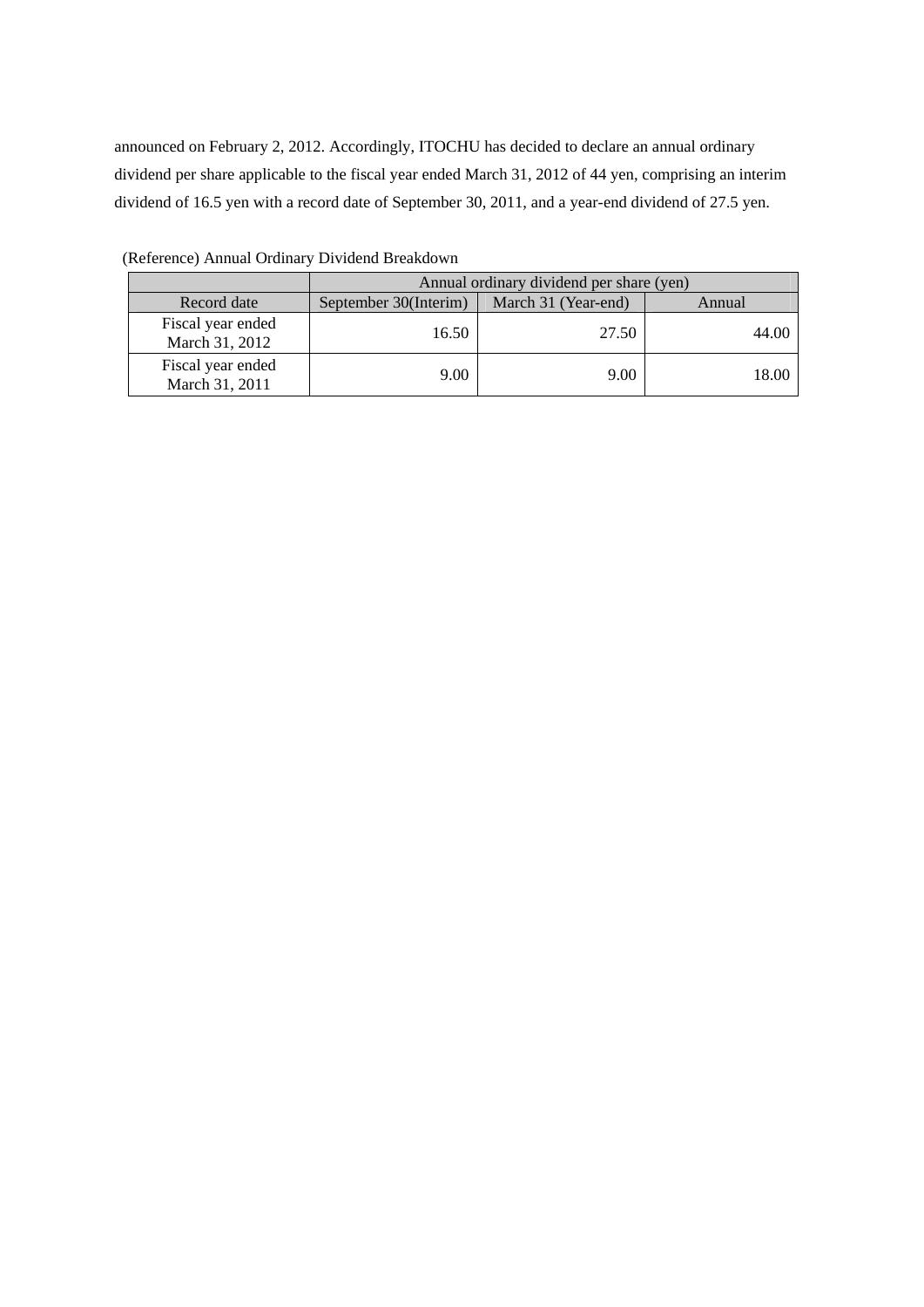announced on February 2, 2012. Accordingly, ITOCHU has decided to declare an annual ordinary dividend per share applicable to the fiscal year ended March 31, 2012 of 44 yen, comprising an interim dividend of 16.5 yen with a record date of September 30, 2011, and a year-end dividend of 27.5 yen.

(Reference) Annual Ordinary Dividend Breakdown

| | Annual ordinary dividend per share (yen) | | |
|---|---|---|---|
| Record date | September 30(Interim) | March 31 (Year-end) | Annual |
| Fiscal year ended March 31, 2012 | 16.50 | 27.50 | 44.00 |
| Fiscal year ended March 31, 2011 | 9.00 | 9.00 | 18.00 |